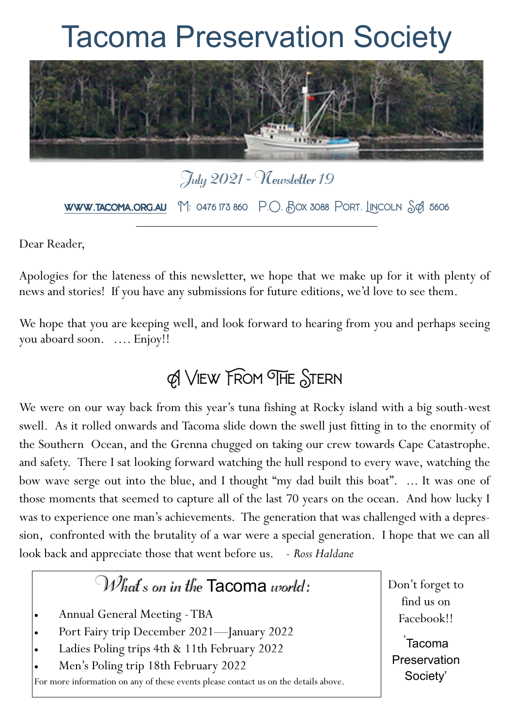# Tacoma Preservation Society

*July 2021 - Newsletter 19*

WWW.TACOMA.ORG.AU M: 0476 173 860 P.O. Box 3088 Port. Lincoln SA 5606

Dear Reader,

Apologies for the lateness of this newsletter, we hope that we make up for it with plenty of news and stories! If you have any submissions for future editions, we'd love to see them.

We hope that you are keeping well, and look forward to hearing from you and perhaps seeing you aboard soon. …. Enjoy!!

## A View From The Stern

We were on our way back from this year's tuna fishing at Rocky island with a big south-west swell. As it rolled onwards and Tacoma slide down the swell just fitting in to the enormity of the Southern Ocean, and the Grenna chugged on taking our crew towards Cape Catastrophe. and safety. There I sat looking forward watching the hull respond to every wave, watching the bow wave serge out into the blue, and I thought "my dad built this boat". … It was one of those moments that seemed to capture all of the last 70 years on the ocean. And how lucky I was to experience one man's achievements. The generation that was challenged with a depression, confronted with the brutality of a war were a special generation. I hope that we can all look back and appreciate those that went before us. *- Ross Haldane*

### What's on in the Tacoma world:

- Annual General Meeting - TBA
- Port Fairy trip December 2021—January 2022
- Ladies Poling trips 4th & 11th February 2022
- Men's Poling trip 18th February 2022

For more information on any of these events please contact us on the details above.

Don't forget to find us on Facebook!!

'Tacoma Preservation Society'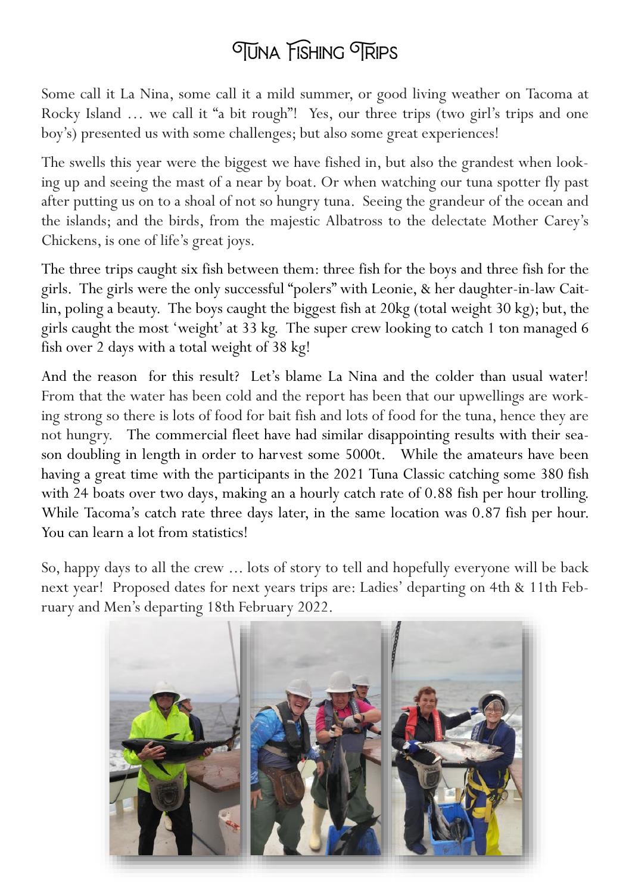# Tuna Fishing Trips

Some call it La Nina, some call it a mild summer, or good living weather on Tacoma at Rocky Island … we call it "a bit rough"! Yes, our three trips (two girl's trips and one boy's) presented us with some challenges; but also some great experiences!

The swells this year were the biggest we have fished in, but also the grandest when looking up and seeing the mast of a near by boat. Or when watching our tuna spotter fly past after putting us on to a shoal of not so hungry tuna. Seeing the grandeur of the ocean and the islands; and the birds, from the majestic Albatross to the delectate Mother Carey's Chickens, is one of life's great joys.

The three trips caught six fish between them: three fish for the boys and three fish for the girls. The girls were the only successful "polers" with Leonie, & her daughter-in-law Caitlin, poling a beauty. The boys caught the biggest fish at 20kg (total weight 30 kg); but, the girls caught the most 'weight' at 33 kg. The super crew looking to catch 1 ton managed 6 fish over 2 days with a total weight of 38 kg!

And the reason for this result? Let's blame La Nina and the colder than usual water! From that the water has been cold and the report has been that our upwellings are working strong so there is lots of food for bait fish and lots of food for the tuna, hence they are not hungry. The commercial fleet have had similar disappointing results with their season doubling in length in order to harvest some 5000t. While the amateurs have been having a great time with the participants in the 2021 Tuna Classic catching some 380 fish with 24 boats over two days, making an a hourly catch rate of 0.88 fish per hour trolling. While Tacoma's catch rate three days later, in the same location was 0.87 fish per hour. You can learn a lot from statistics!

So, happy days to all the crew … lots of story to tell and hopefully everyone will be back next year! Proposed dates for next years trips are: Ladies' departing on 4th & 11th February and Men's departing 18th February 2022.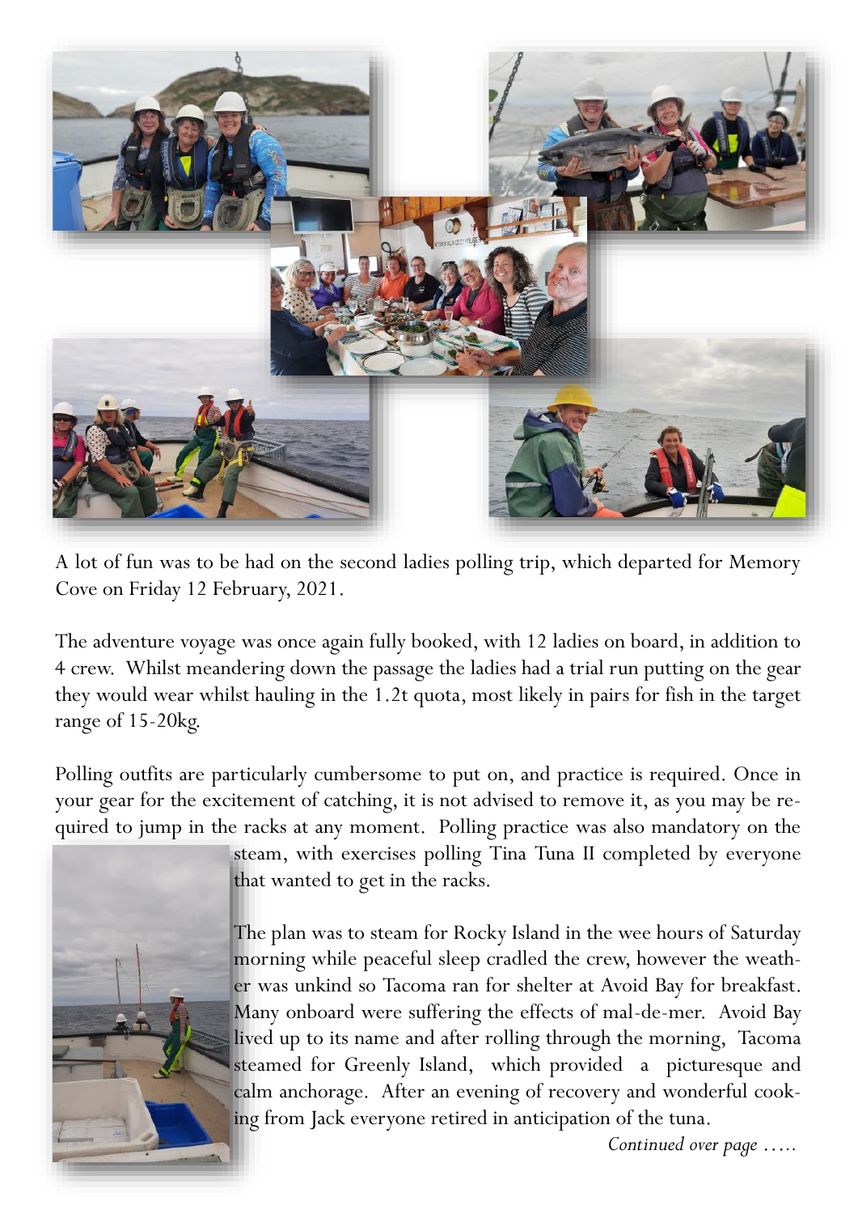A lot of fun was to be had on the second ladies polling trip, which departed for Memory Cove on Friday 12 February, 2021.

The adventure voyage was once again fully booked, with 12 ladies on board, in addition to 4 crew. Whilst meandering down the passage the ladies had a trial run putting on the gear they would wear whilst hauling in the 1.2t quota, most likely in pairs for fish in the target range of 15-20kg.

Polling outfits are particularly cumbersome to put on, and practice is required. Once in your gear for the excitement of catching, it is not advised to remove it, as you may be required to jump in the racks at any moment. Polling practice was also mandatory on the steam, with exercises polling Tina Tuna II completed by everyone that wanted to get in the racks.

The plan was to steam for Rocky Island in the wee hours of Saturday morning while peaceful sleep cradled the crew, however the weather was unkind so Tacoma ran for shelter at Avoid Bay for breakfast. Many onboard were suffering the effects of mal-de-mer. Avoid Bay lived up to its name and after rolling through the morning, Tacoma steamed for Greenly Island, which provided a picturesque and calm anchorage. After an evening of recovery and wonderful cooking from Jack everyone retired in anticipation of the tuna.

*Continued over page .....*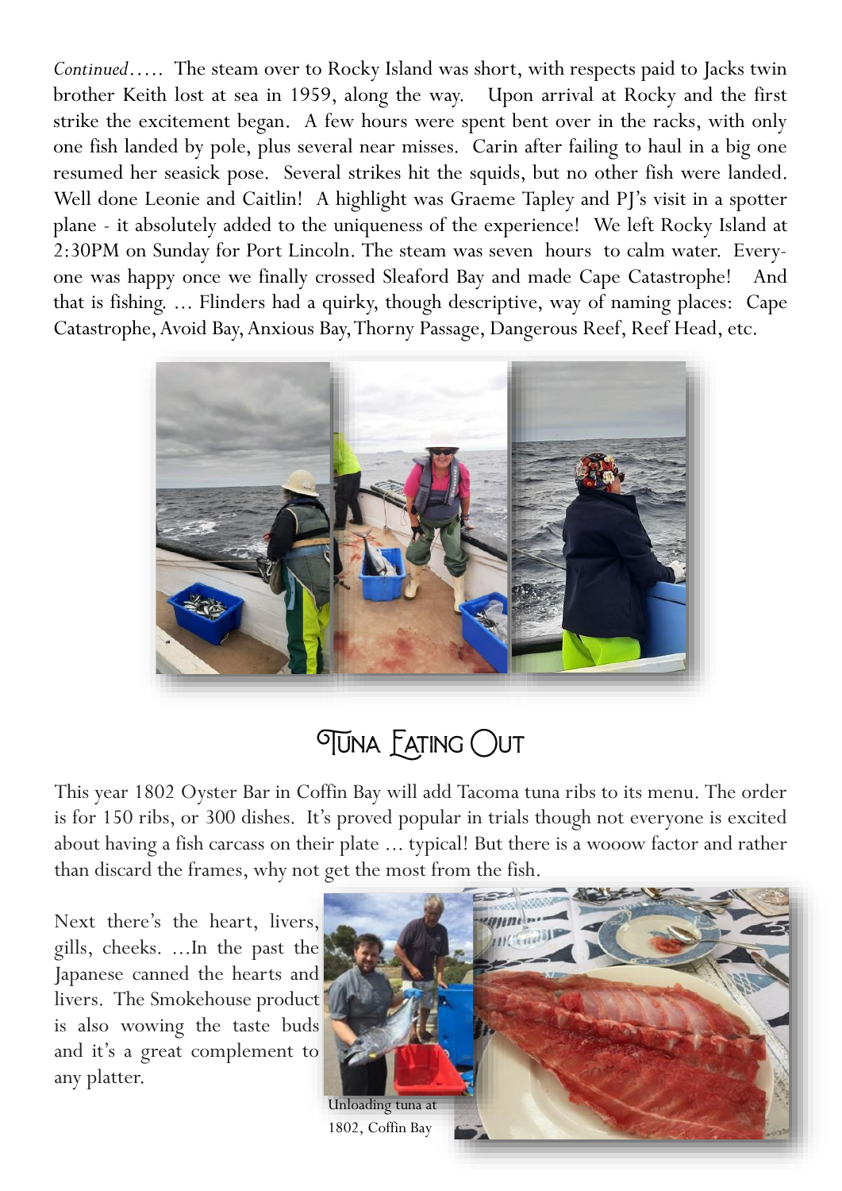*Continued…..* The steam over to Rocky Island was short, with respects paid to Jacks twin brother Keith lost at sea in 1959, along the way. Upon arrival at Rocky and the first strike the excitement began. A few hours were spent bent over in the racks, with only one fish landed by pole, plus several near misses. Carin after failing to haul in a big one resumed her seasick pose. Several strikes hit the squids, but no other fish were landed. Well done Leonie and Caitlin! A highlight was Graeme Tapley and PJ's visit in a spotter plane - it absolutely added to the uniqueness of the experience! We left Rocky Island at 2:30PM on Sunday for Port Lincoln. The steam was seven hours to calm water. Everyone was happy once we finally crossed Sleaford Bay and made Cape Catastrophe! And that is fishing. … Flinders had a quirky, though descriptive, way of naming places: Cape Catastrophe, Avoid Bay, Anxious Bay, Thorny Passage, Dangerous Reef, Reef Head, etc.

## Tuna Eating Out

This year 1802 Oyster Bar in Coffin Bay will add Tacoma tuna ribs to its menu. The order is for 150 ribs, or 300 dishes. It's proved popular in trials though not everyone is excited about having a fish carcass on their plate … typical! But there is a wooow factor and rather than discard the frames, why not get the most from the fish.

Next there's the heart, livers, gills, cheeks. …In the past the Japanese canned the hearts and livers. The Smokehouse product is also wowing the taste buds and it's a great complement to any platter.

Unloading tuna at 1802, Coffin Bay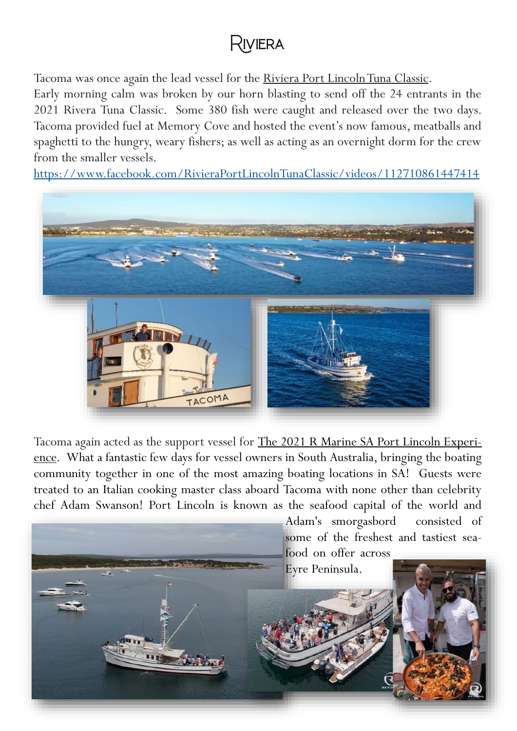# RIVIERA

Tacoma was once again the lead vessel for the Riviera Port Lincoln Tuna Classic.
Early morning calm was broken by our horn blasting to send off the 24 entrants in the 2021 Rivera Tuna Classic. Some 380 fish were caught and released over the two days. Tacoma provided fuel at Memory Cove and hosted the event's now famous, meatballs and spaghetti to the hungry, weary fishers; as well as acting as an overnight dorm for the crew from the smaller vessels.

https://www.facebook.com/RivieraPortLincolnTunaClassic/videos/112710861447414

Tacoma again acted as the support vessel for The 2021 R Marine SA Port Lincoln Experience. What a fantastic few days for vessel owners in South Australia, bringing the boating community together in one of the most amazing boating locations in SA! Guests were treated to an Italian cooking master class aboard Tacoma with none other than celebrity chef Adam Swanson! Port Lincoln is known as the seafood capital of the world and Adam's smorgasbord consisted of some of the freshest and tastiest seafood on offer across Eyre Peninsula.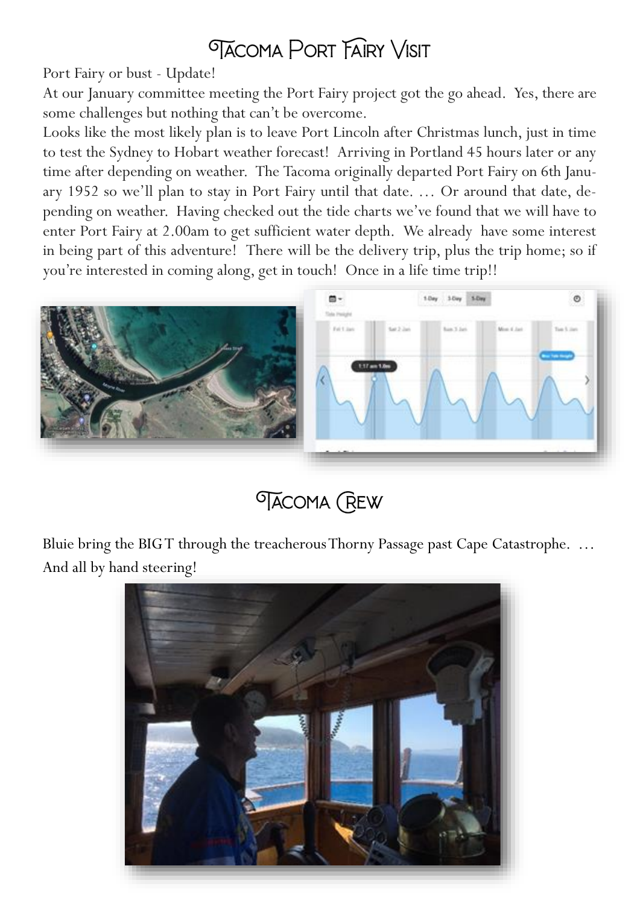# Tacoma Port Fairy Visit

Port Fairy or bust - Update!

At our January committee meeting the Port Fairy project got the go ahead. Yes, there are some challenges but nothing that can't be overcome.

Looks like the most likely plan is to leave Port Lincoln after Christmas lunch, just in time to test the Sydney to Hobart weather forecast! Arriving in Portland 45 hours later or any time after depending on weather. The Tacoma originally departed Port Fairy on 6th January 1952 so we'll plan to stay in Port Fairy until that date. … Or around that date, depending on weather. Having checked out the tide charts we've found that we will have to enter Port Fairy at 2.00am to get sufficient water depth. We already have some interest in being part of this adventure! There will be the delivery trip, plus the trip home; so if you're interested in coming along, get in touch! Once in a life time trip!!

# Tacoma Crew

Bluie bring the BIG T through the treacherous Thorny Passage past Cape Catastrophe. … And all by hand steering!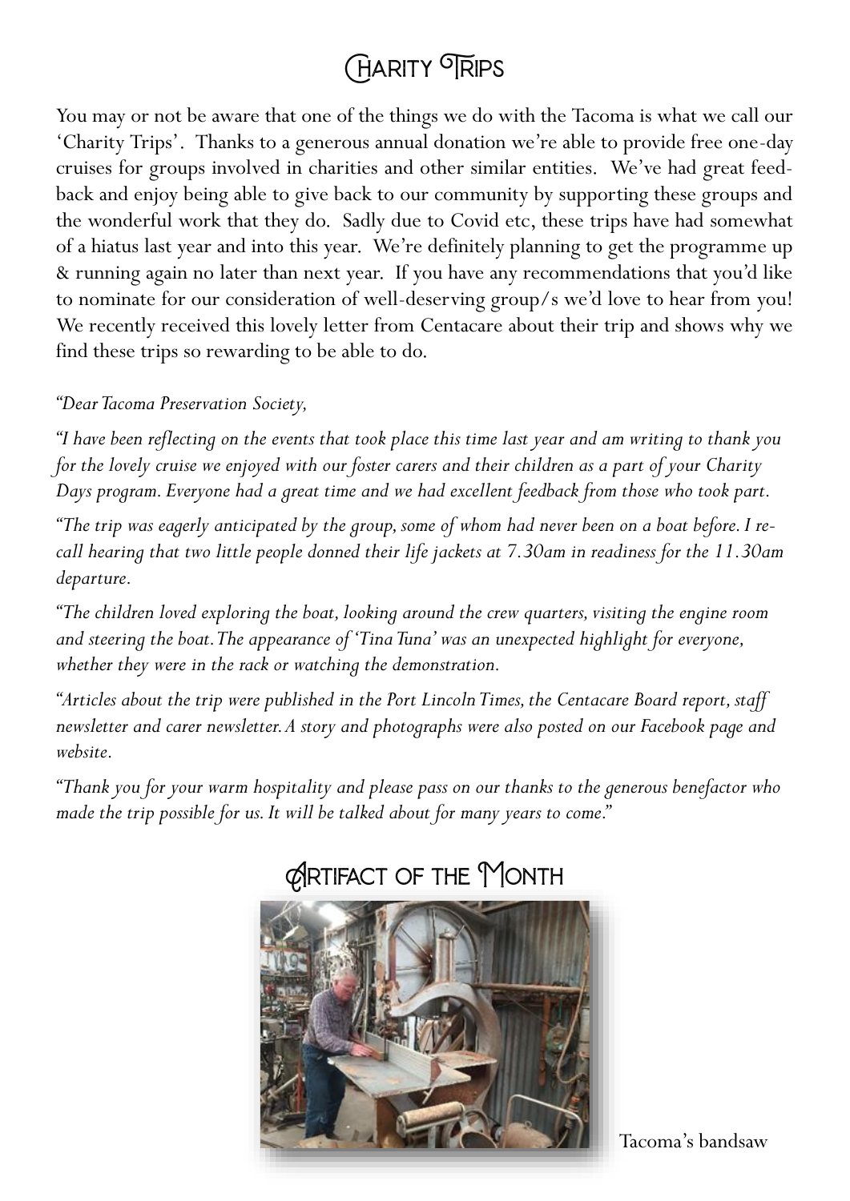# Charity Trips

You may or not be aware that one of the things we do with the Tacoma is what we call our 'Charity Trips'. Thanks to a generous annual donation we're able to provide free one-day cruises for groups involved in charities and other similar entities. We've had great feed-back and enjoy being able to give back to our community by supporting these groups and the wonderful work that they do. Sadly due to Covid etc, these trips have had somewhat of a hiatus last year and into this year. We're definitely planning to get the programme up & running again no later than next year. If you have any recommendations that you'd like to nominate for our consideration of well-deserving group/s we'd love to hear from you! We recently received this lovely letter from Centacare about their trip and shows why we find these trips so rewarding to be able to do.

*"Dear Tacoma Preservation Society,*

*"I have been reflecting on the events that took place this time last year and am writing to thank you for the lovely cruise we enjoyed with our foster carers and their children as a part of your Charity Days program. Everyone had a great time and we had excellent feedback from those who took part.*

*"The trip was eagerly anticipated by the group, some of whom had never been on a boat before. I recall hearing that two little people donned their life jackets at 7.30am in readiness for the 11.30am departure.*

*"The children loved exploring the boat, looking around the crew quarters, visiting the engine room and steering the boat. The appearance of 'Tina Tuna' was an unexpected highlight for everyone, whether they were in the rack or watching the demonstration.*

*"Articles about the trip were published in the Port Lincoln Times, the Centacare Board report, staff newsletter and carer newsletter. A story and photographs were also posted on our Facebook page and website.*

*"Thank you for your warm hospitality and please pass on our thanks to the generous benefactor who made the trip possible for us. It will be talked about for many years to come."*

# Artifact of the Month

Tacoma's bandsaw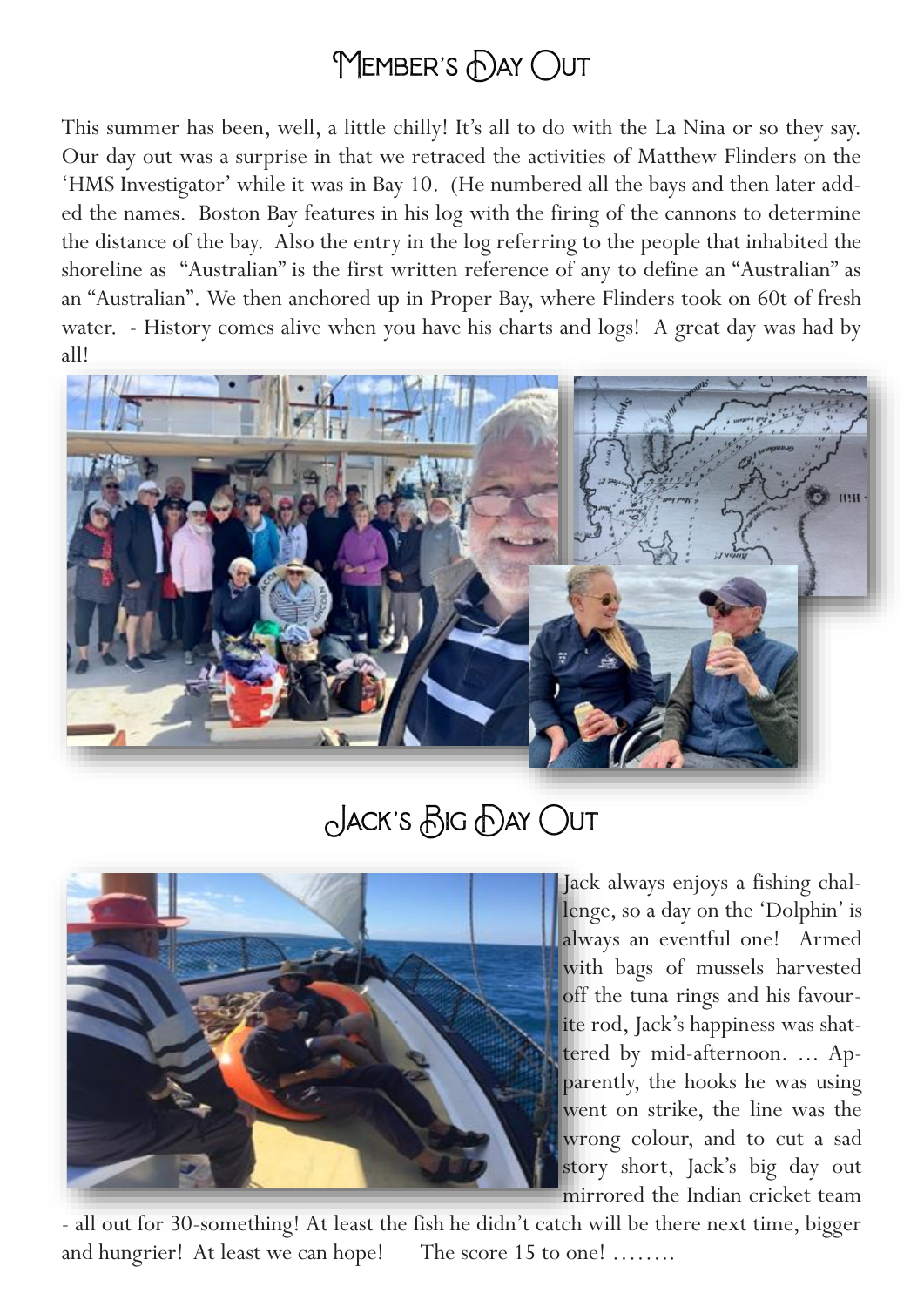# Member's Day Out

This summer has been, well, a little chilly! It's all to do with the La Nina or so they say. Our day out was a surprise in that we retraced the activities of Matthew Flinders on the 'HMS Investigator' while it was in Bay 10. (He numbered all the bays and then later added the names. Boston Bay features in his log with the firing of the cannons to determine the distance of the bay. Also the entry in the log referring to the people that inhabited the shoreline as "Australian" is the first written reference of any to define an "Australian" as an "Australian". We then anchored up in Proper Bay, where Flinders took on 60t of fresh water. - History comes alive when you have his charts and logs! A great day was had by all!

# Jack's Big Day Out

Jack always enjoys a fishing challenge, so a day on the 'Dolphin' is always an eventful one! Armed with bags of mussels harvested off the tuna rings and his favourite rod, Jack's happiness was shattered by mid-afternoon. … Apparently, the hooks he was using went on strike, the line was the wrong colour, and to cut a sad story short, Jack's big day out mirrored the Indian cricket team - all out for 30-something! At least the fish he didn't catch will be there next time, bigger and hungrier! At least we can hope! The score 15 to one! ……..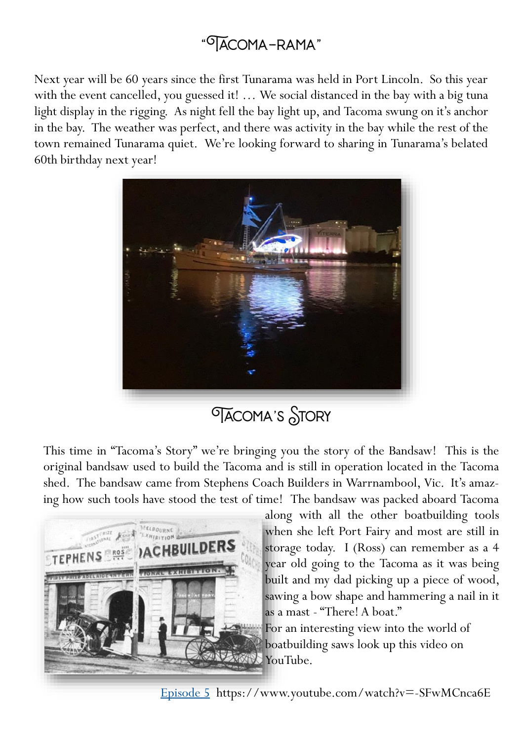## "Tacoma-rama"

Next year will be 60 years since the first Tunarama was held in Port Lincoln. So this year with the event cancelled, you guessed it! … We social distanced in the bay with a big tuna light display in the rigging. As night fell the bay light up, and Tacoma swung on it's anchor in the bay. The weather was perfect, and there was activity in the bay while the rest of the town remained Tunarama quiet. We're looking forward to sharing in Tunarama's belated 60th birthday next year!

## Tacoma's Story

This time in "Tacoma's Story" we're bringing you the story of the Bandsaw! This is the original bandsaw used to build the Tacoma and is still in operation located in the Tacoma shed. The bandsaw came from Stephens Coach Builders in Warrnambool, Vic. It's amazing how such tools have stood the test of time! The bandsaw was packed aboard Tacoma along with all the other boatbuilding tools when she left Port Fairy and most are still in storage today. I (Ross) can remember as a 4 year old going to the Tacoma as it was being built and my dad picking up a piece of wood, sawing a bow shape and hammering a nail in it as a mast - "There! A boat."

For an interesting view into the world of boatbuilding saws look up this video on YouTube.

Episode 5 https://www.youtube.com/watch?v=-SFwMCnca6E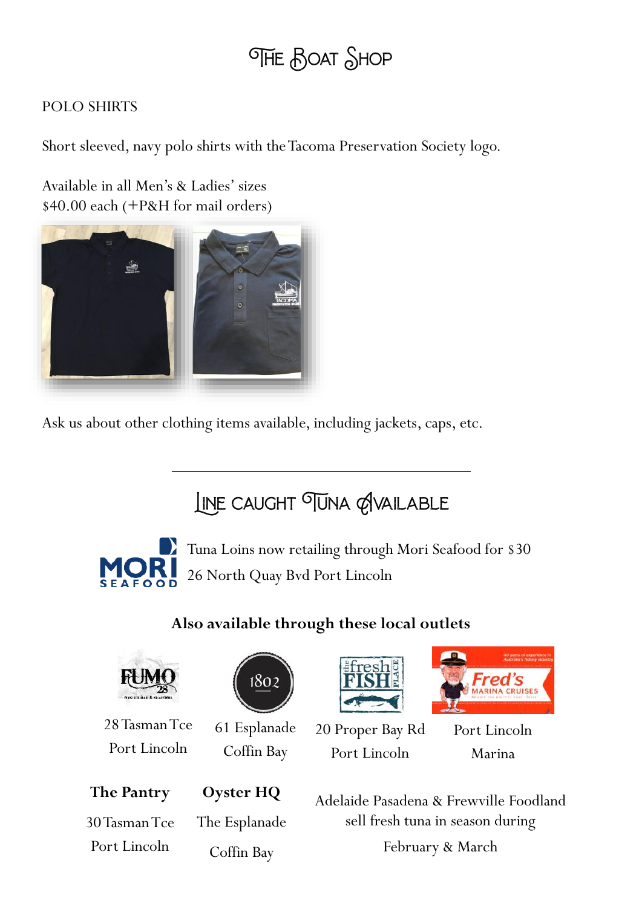# The Boat Shop

POLO SHIRTS

Short sleeved, navy polo shirts with the Tacoma Preservation Society logo.

Available in all Men's & Ladies' sizes
$40.00 each (+P&H for mail orders)

Ask us about other clothing items available, including jackets, caps, etc.

---

## Line Caught Tuna Available

Tuna Loins now retailing through Mori Seafood for $30
26 North Quay Bvd Port Lincoln

**Also available through these local outlets**

28 Tasman Tce
Port Lincoln

61 Esplanade
Coffin Bay

20 Proper Bay Rd
Port Lincoln

Port Lincoln
Marina

**The Pantry**
30 Tasman Tce
Port Lincoln

**Oyster HQ**
The Esplanade
Coffin Bay

Adelaide Pasadena & Frewville Foodland sell fresh tuna in season during February & March